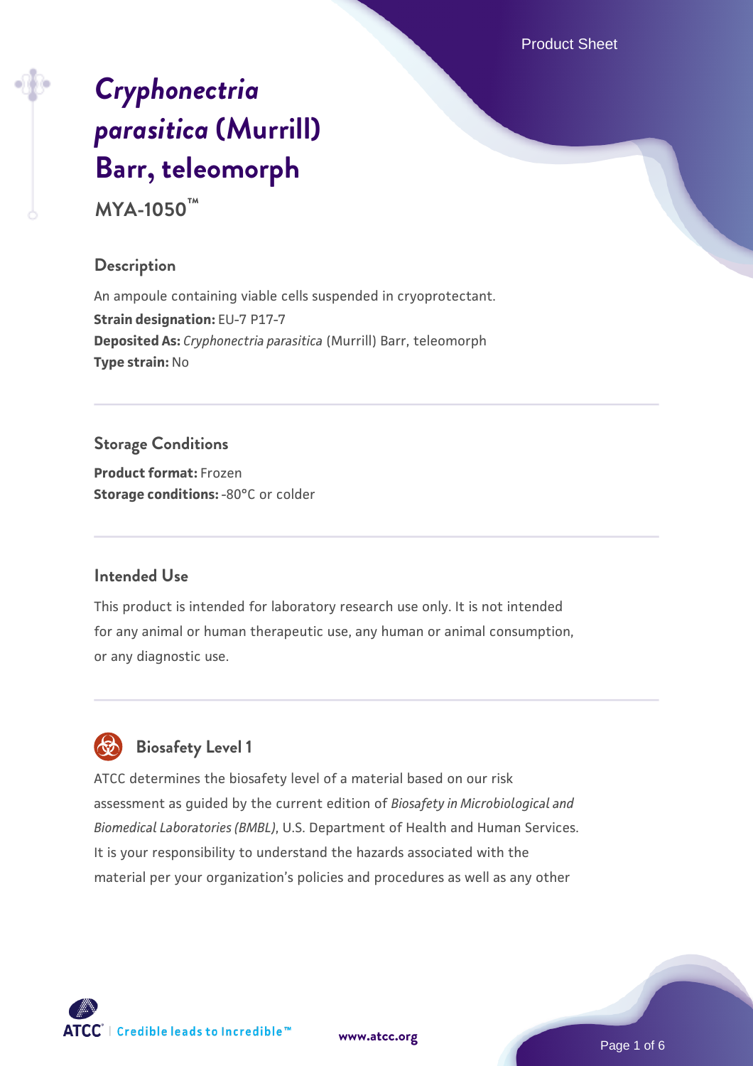# *Cryphonectria parasitica* (Murrill) Barr, teleomorph

**MYA-1050™**

## Description

An ampoule containing viable cells suspended in cryoprotectant.

**Strain designation:** EU-7 P17-7

**Deposited As:** *Cryphonectria parasitica* (Murrill) Barr, teleomorph

**Type strain:** No

## Storage Conditions

**Product format:** Frozen

**Storage conditions:** -80°C or colder

## Intended Use

This product is intended for laboratory research use only. It is not intended for any animal or human therapeutic use, any human or animal consumption, or any diagnostic use.

## Biosafety Level 1

ATCC determines the biosafety level of a material based on our risk assessment as guided by the current edition of *Biosafety in Microbiological and Biomedical Laboratories (BMBL)*, U.S. Department of Health and Human Services. It is your responsibility to understand the hazards associated with the material per your organization's policies and procedures as well as any other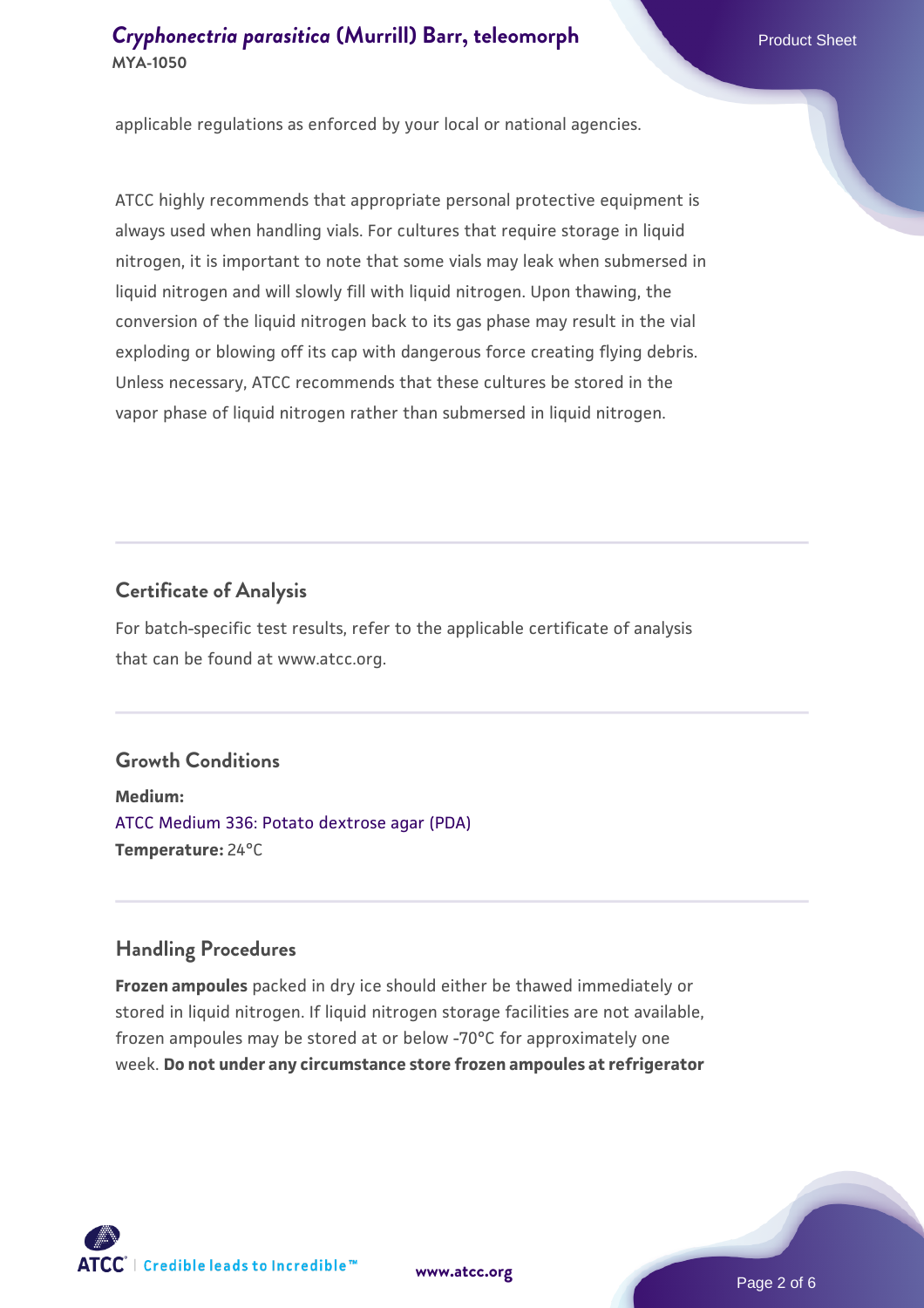applicable regulations as enforced by your local or national agencies.

ATCC highly recommends that appropriate personal protective equipment is always used when handling vials. For cultures that require storage in liquid nitrogen, it is important to note that some vials may leak when submersed in liquid nitrogen and will slowly fill with liquid nitrogen. Upon thawing, the conversion of the liquid nitrogen back to its gas phase may result in the vial exploding or blowing off its cap with dangerous force creating flying debris. Unless necessary, ATCC recommends that these cultures be stored in the vapor phase of liquid nitrogen rather than submersed in liquid nitrogen.

## Certificate of Analysis

For batch-specific test results, refer to the applicable certificate of analysis that can be found at www.atcc.org.

## Growth Conditions

**Medium:**
ATCC Medium 336: Potato dextrose agar (PDA)
**Temperature:** 24°C

## Handling Procedures

**Frozen ampoules** packed in dry ice should either be thawed immediately or stored in liquid nitrogen. If liquid nitrogen storage facilities are not available, frozen ampoules may be stored at or below -70°C for approximately one week. **Do not under any circumstance store frozen ampoules at refrigerator**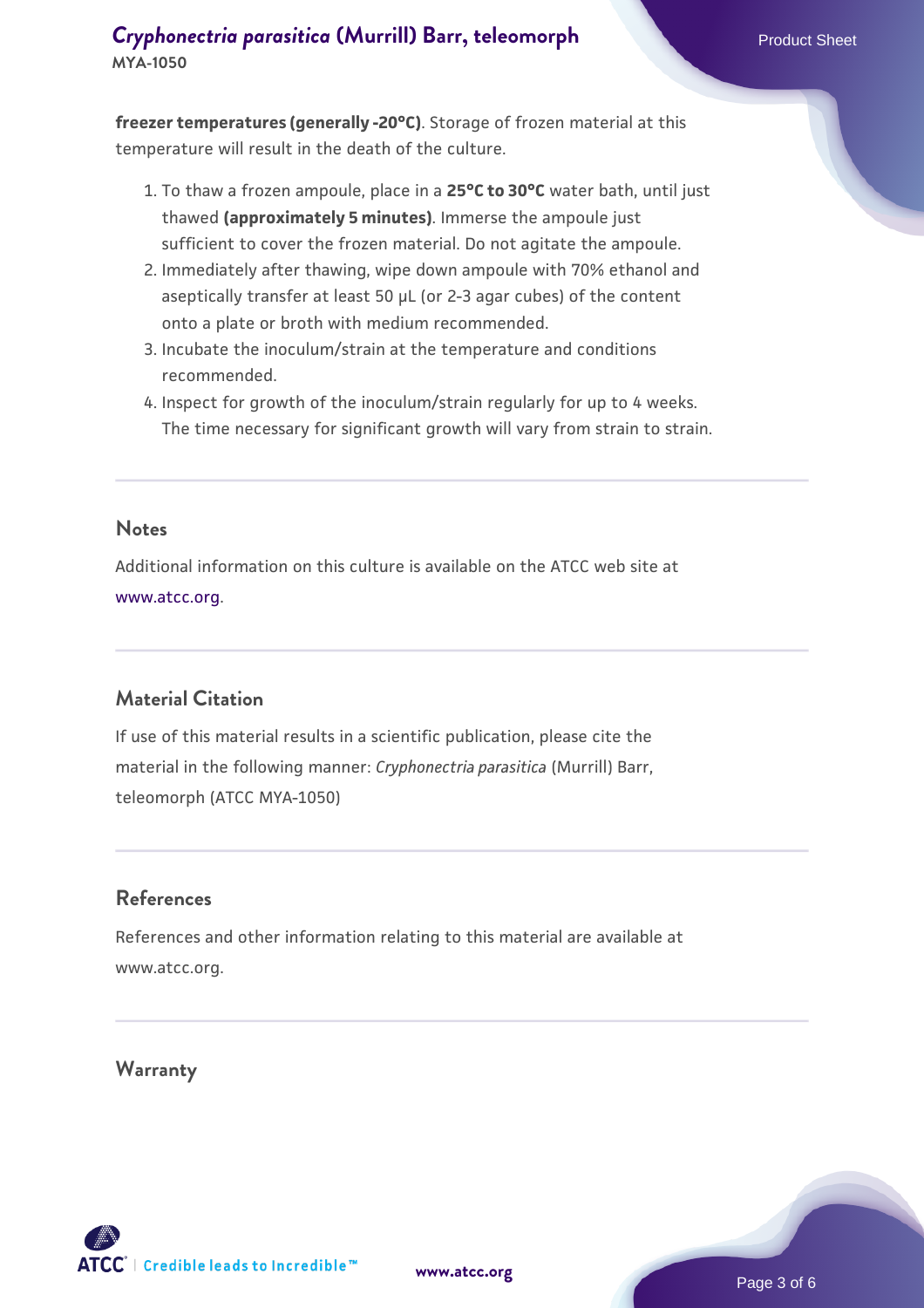**freezer temperatures (generally -20°C)**. Storage of frozen material at this temperature will result in the death of the culture.

1. To thaw a frozen ampoule, place in a **25°C to 30°C** water bath, until just thawed **(approximately 5 minutes)**. Immerse the ampoule just sufficient to cover the frozen material. Do not agitate the ampoule.
2. Immediately after thawing, wipe down ampoule with 70% ethanol and aseptically transfer at least 50 µL (or 2-3 agar cubes) of the content onto a plate or broth with medium recommended.
3. Incubate the inoculum/strain at the temperature and conditions recommended.
4. Inspect for growth of the inoculum/strain regularly for up to 4 weeks. The time necessary for significant growth will vary from strain to strain.

## Notes

Additional information on this culture is available on the ATCC web site at www.atcc.org.

## Material Citation

If use of this material results in a scientific publication, please cite the material in the following manner: *Cryphonectria parasitica* (Murrill) Barr, teleomorph (ATCC MYA-1050)

## References

References and other information relating to this material are available at www.atcc.org.

## Warranty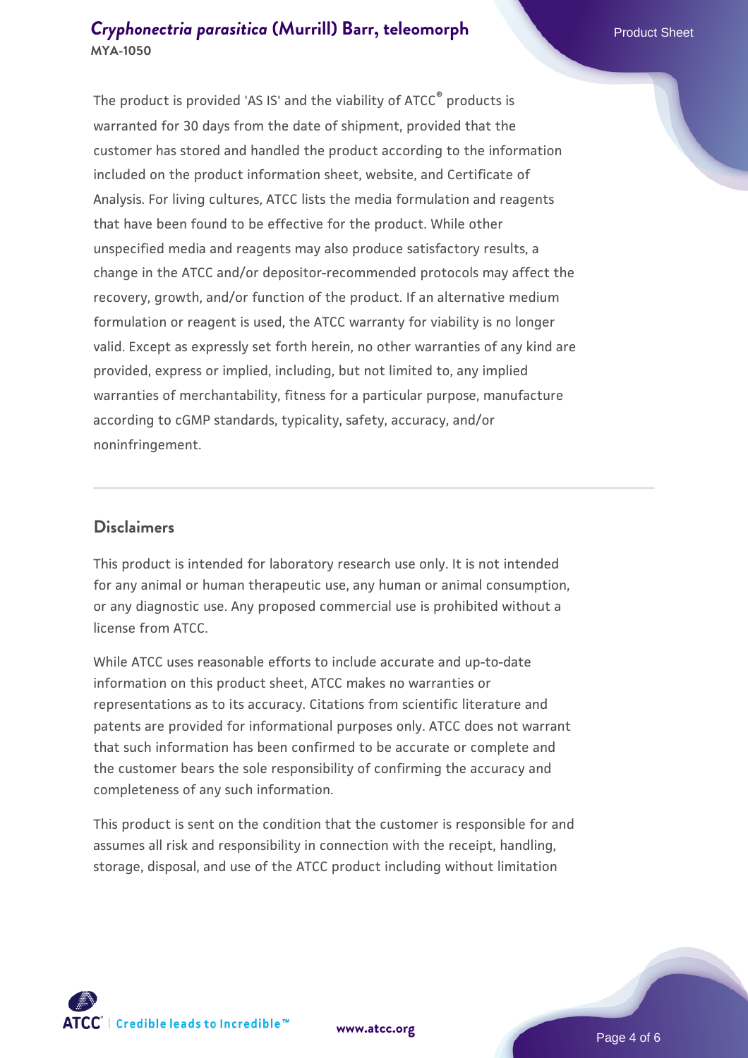The product is provided 'AS IS' and the viability of ATCC® products is warranted for 30 days from the date of shipment, provided that the customer has stored and handled the product according to the information included on the product information sheet, website, and Certificate of Analysis. For living cultures, ATCC lists the media formulation and reagents that have been found to be effective for the product. While other unspecified media and reagents may also produce satisfactory results, a change in the ATCC and/or depositor-recommended protocols may affect the recovery, growth, and/or function of the product. If an alternative medium formulation or reagent is used, the ATCC warranty for viability is no longer valid. Except as expressly set forth herein, no other warranties of any kind are provided, express or implied, including, but not limited to, any implied warranties of merchantability, fitness for a particular purpose, manufacture according to cGMP standards, typicality, safety, accuracy, and/or noninfringement.

## Disclaimers

This product is intended for laboratory research use only. It is not intended for any animal or human therapeutic use, any human or animal consumption, or any diagnostic use. Any proposed commercial use is prohibited without a license from ATCC.

While ATCC uses reasonable efforts to include accurate and up-to-date information on this product sheet, ATCC makes no warranties or representations as to its accuracy. Citations from scientific literature and patents are provided for informational purposes only. ATCC does not warrant that such information has been confirmed to be accurate or complete and the customer bears the sole responsibility of confirming the accuracy and completeness of any such information.

This product is sent on the condition that the customer is responsible for and assumes all risk and responsibility in connection with the receipt, handling, storage, disposal, and use of the ATCC product including without limitation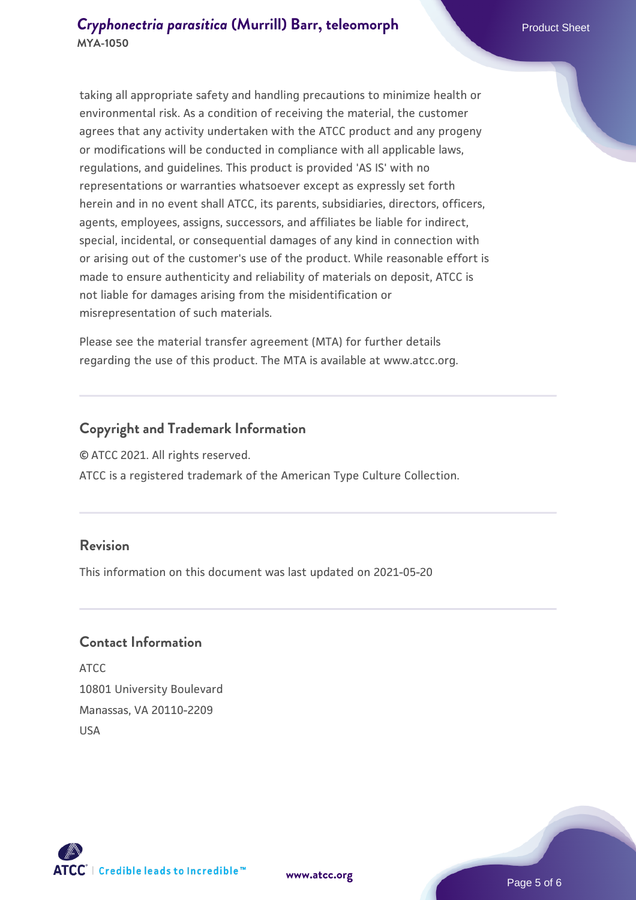taking all appropriate safety and handling precautions to minimize health or environmental risk. As a condition of receiving the material, the customer agrees that any activity undertaken with the ATCC product and any progeny or modifications will be conducted in compliance with all applicable laws, regulations, and guidelines. This product is provided 'AS IS' with no representations or warranties whatsoever except as expressly set forth herein and in no event shall ATCC, its parents, subsidiaries, directors, officers, agents, employees, assigns, successors, and affiliates be liable for indirect, special, incidental, or consequential damages of any kind in connection with or arising out of the customer's use of the product. While reasonable effort is made to ensure authenticity and reliability of materials on deposit, ATCC is not liable for damages arising from the misidentification or misrepresentation of such materials.

Please see the material transfer agreement (MTA) for further details regarding the use of this product. The MTA is available at www.atcc.org.

## Copyright and Trademark Information

© ATCC 2021. All rights reserved.

ATCC is a registered trademark of the American Type Culture Collection.

## Revision

This information on this document was last updated on 2021-05-20

## Contact Information

ATCC
10801 University Boulevard
Manassas, VA 20110-2209
USA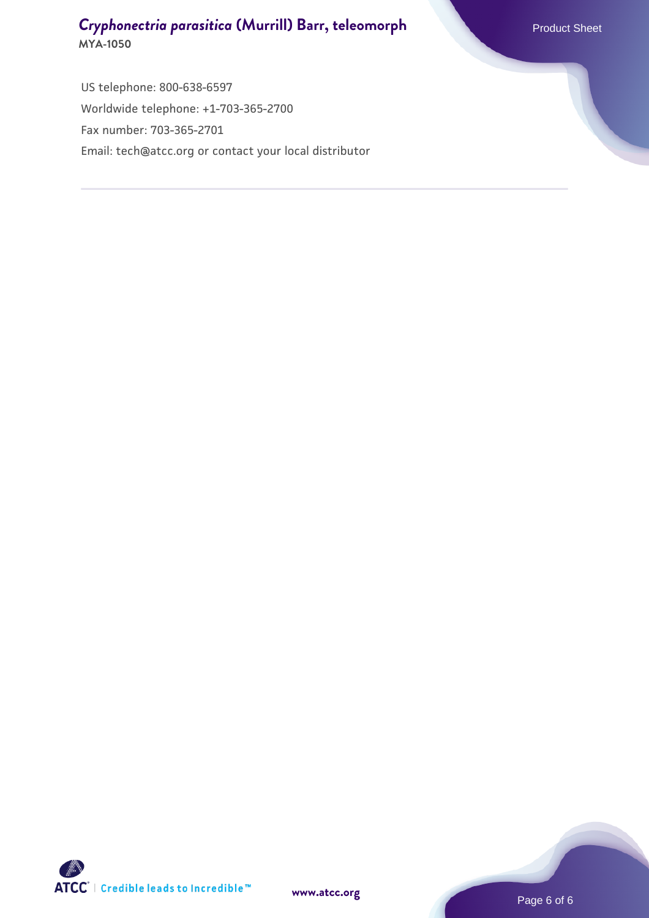US telephone: 800-638-6597

Worldwide telephone: +1-703-365-2700

Fax number: 703-365-2701

Email: tech@atcc.org or contact your local distributor